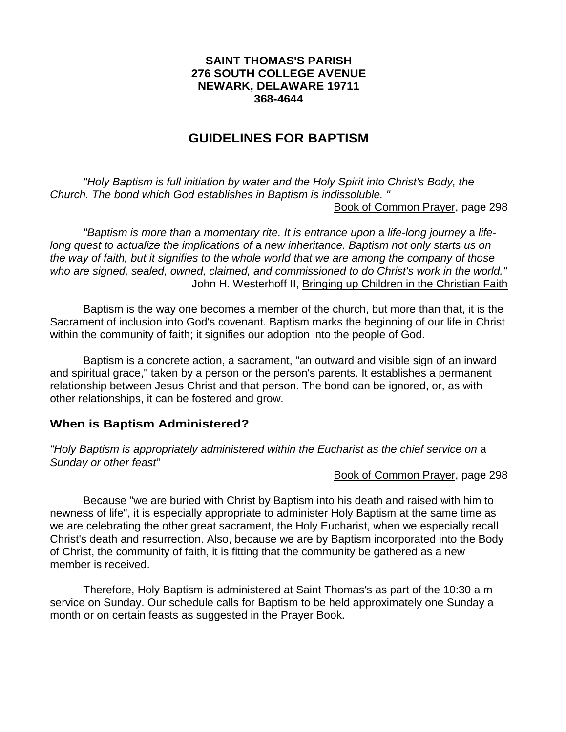**SAINT THOMAS'S PARISH**
**276 SOUTH COLLEGE AVENUE**
**NEWARK, DELAWARE 19711**
**368-4644**

# GUIDELINES FOR BAPTISM

*"Holy Baptism is full initiation by water and the Holy Spirit into Christ's Body, the Church. The bond which God establishes in Baptism is indissoluble. "*

Book of Common Prayer, page 298

*"Baptism is more than* a *momentary rite. It is entrance upon* a *life-long journey* a *life-long quest to actualize the implications of* a *new inheritance. Baptism not only starts us on the way of faith, but it signifies to the whole world that we are among the company of those who are signed, sealed, owned, claimed, and commissioned to do Christ's work in the world."*

John H. Westerhoff II, Bringing up Children in the Christian Faith

Baptism is the way one becomes a member of the church, but more than that, it is the Sacrament of inclusion into God's covenant. Baptism marks the beginning of our life in Christ within the community of faith; it signifies our adoption into the people of God.

Baptism is a concrete action, a sacrament, "an outward and visible sign of an inward and spiritual grace," taken by a person or the person's parents. It establishes a permanent relationship between Jesus Christ and that person. The bond can be ignored, or, as with other relationships, it can be fostered and grow.

## When is Baptism Administered?

*"Holy Baptism is appropriately administered within the Eucharist as the chief service on* a *Sunday or other feast"*

Book of Common Prayer, page 298

Because "we are buried with Christ by Baptism into his death and raised with him to newness of life", it is especially appropriate to administer Holy Baptism at the same time as we are celebrating the other great sacrament, the Holy Eucharist, when we especially recall Christ's death and resurrection. Also, because we are by Baptism incorporated into the Body of Christ, the community of faith, it is fitting that the community be gathered as a new member is received.

Therefore, Holy Baptism is administered at Saint Thomas's as part of the 10:30 a m service on Sunday. Our schedule calls for Baptism to be held approximately one Sunday a month or on certain feasts as suggested in the Prayer Book.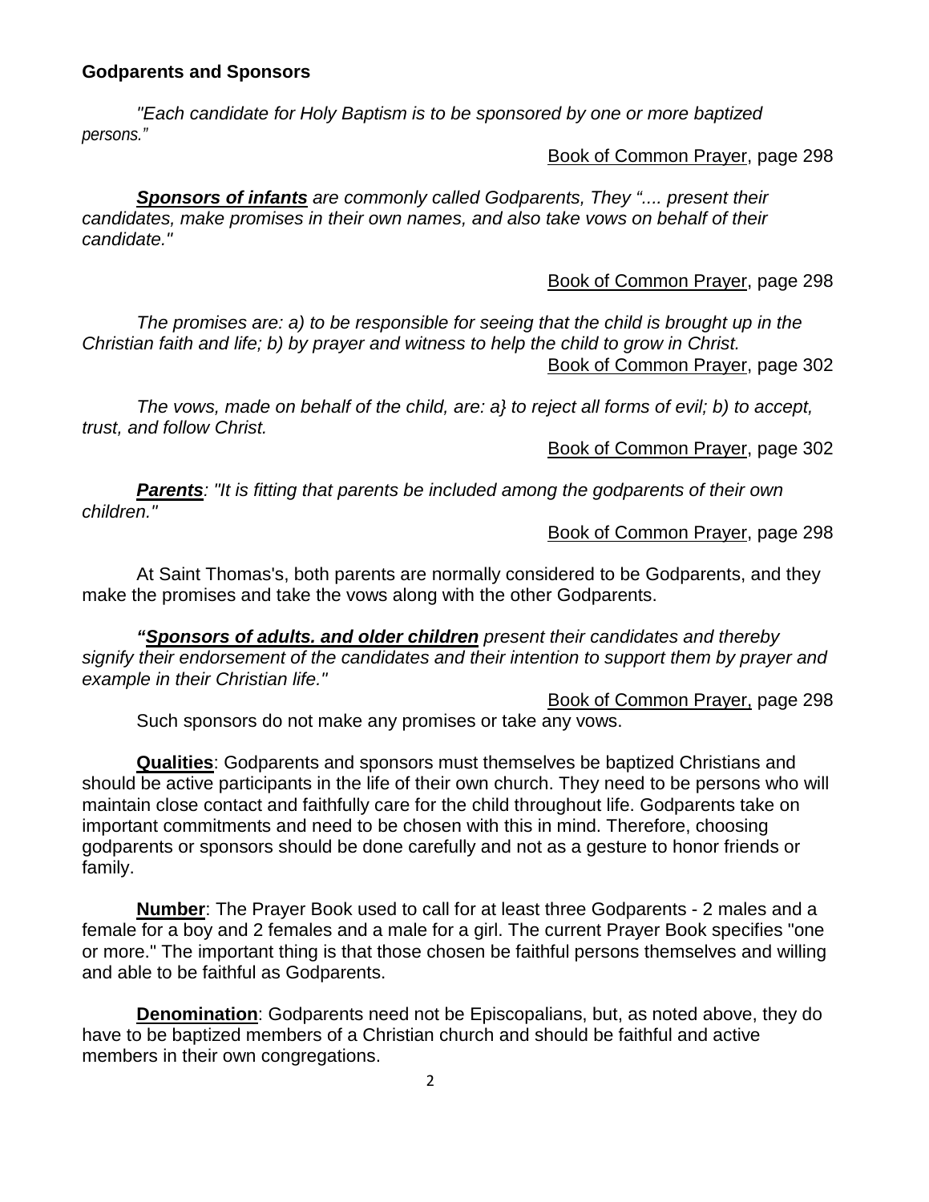**Godparents and Sponsors**

*"Each candidate for Holy Baptism is to be sponsored by one or more baptized persons."*

Book of Common Prayer, page 298

***Sponsors of infants*** *are commonly called Godparents, They ".... present their candidates, make promises in their own names, and also take vows on behalf of their candidate."*

Book of Common Prayer, page 298

*The promises are: a) to be responsible for seeing that the child is brought up in the Christian faith and life; b) by prayer and witness to help the child to grow in Christ.*

Book of Common Prayer, page 302

*The vows, made on behalf of the child, are: a} to reject all forms of evil; b) to accept, trust, and follow Christ.*

Book of Common Prayer, page 302

***Parents****: "It is fitting that parents be included among the godparents of their own children."*

Book of Common Prayer, page 298

At Saint Thomas's, both parents are normally considered to be Godparents, and they make the promises and take the vows along with the other Godparents.

***"Sponsors of adults. and older children*** *present their candidates and thereby signify their endorsement of the candidates and their intention to support them by prayer and example in their Christian life."*

Book of Common Prayer, page 298

Such sponsors do not make any promises or take any vows.

**Qualities**: Godparents and sponsors must themselves be baptized Christians and should be active participants in the life of their own church. They need to be persons who will maintain close contact and faithfully care for the child throughout life. Godparents take on important commitments and need to be chosen with this in mind. Therefore, choosing godparents or sponsors should be done carefully and not as a gesture to honor friends or family.

**Number**: The Prayer Book used to call for at least three Godparents - 2 males and a female for a boy and 2 females and a male for a girl. The current Prayer Book specifies "one or more." The important thing is that those chosen be faithful persons themselves and willing and able to be faithful as Godparents.

**Denomination**: Godparents need not be Episcopalians, but, as noted above, they do have to be baptized members of a Christian church and should be faithful and active members in their own congregations.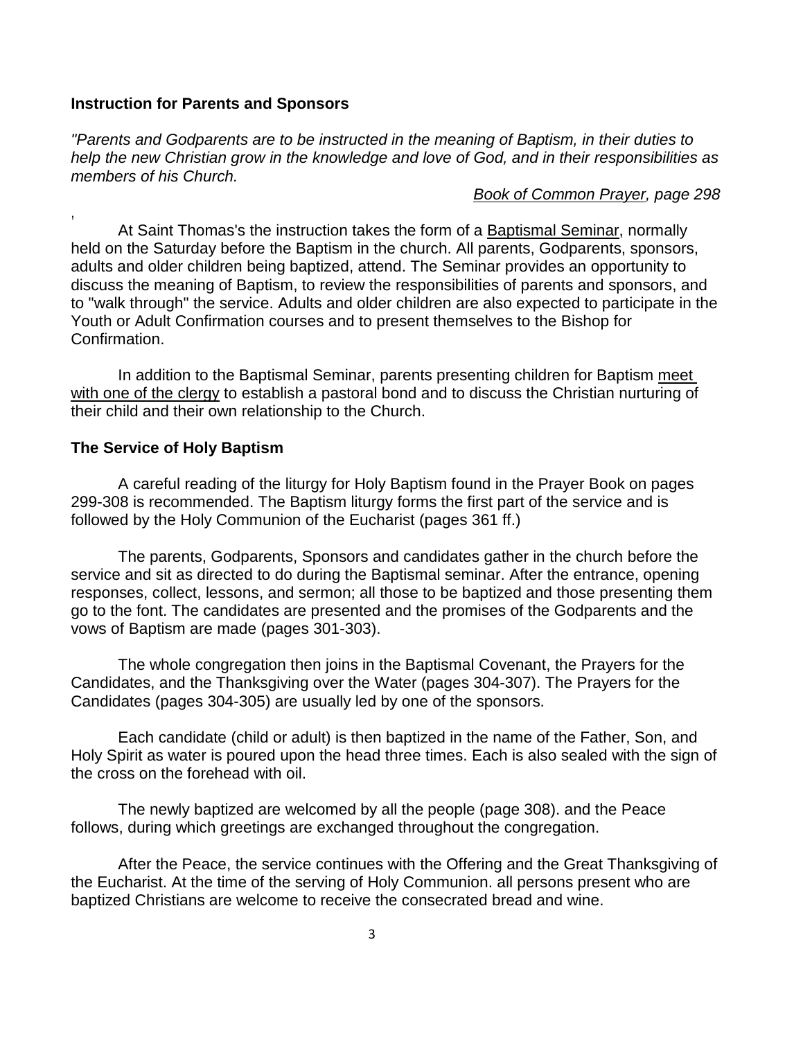**Instruction for Parents and Sponsors**

*"Parents and Godparents are to be instructed in the meaning of Baptism, in their duties to help the new Christian grow in the knowledge and love of God, and in their responsibilities as members of his Church.*

*Book of Common Prayer, page 298*

,

At Saint Thomas's the instruction takes the form of a Baptismal Seminar, normally held on the Saturday before the Baptism in the church. All parents, Godparents, sponsors, adults and older children being baptized, attend. The Seminar provides an opportunity to discuss the meaning of Baptism, to review the responsibilities of parents and sponsors, and to "walk through" the service. Adults and older children are also expected to participate in the Youth or Adult Confirmation courses and to present themselves to the Bishop for Confirmation.

In addition to the Baptismal Seminar, parents presenting children for Baptism meet with one of the clergy to establish a pastoral bond and to discuss the Christian nurturing of their child and their own relationship to the Church.

**The Service of Holy Baptism**

A careful reading of the liturgy for Holy Baptism found in the Prayer Book on pages 299-308 is recommended. The Baptism liturgy forms the first part of the service and is followed by the Holy Communion of the Eucharist (pages 361 ff.)

The parents, Godparents, Sponsors and candidates gather in the church before the service and sit as directed to do during the Baptismal seminar. After the entrance, opening responses, collect, lessons, and sermon; all those to be baptized and those presenting them go to the font. The candidates are presented and the promises of the Godparents and the vows of Baptism are made (pages 301-303).

The whole congregation then joins in the Baptismal Covenant, the Prayers for the Candidates, and the Thanksgiving over the Water (pages 304-307). The Prayers for the Candidates (pages 304-305) are usually led by one of the sponsors.

Each candidate (child or adult) is then baptized in the name of the Father, Son, and Holy Spirit as water is poured upon the head three times. Each is also sealed with the sign of the cross on the forehead with oil.

The newly baptized are welcomed by all the people (page 308). and the Peace follows, during which greetings are exchanged throughout the congregation.

After the Peace, the service continues with the Offering and the Great Thanksgiving of the Eucharist. At the time of the serving of Holy Communion. all persons present who are baptized Christians are welcome to receive the consecrated bread and wine.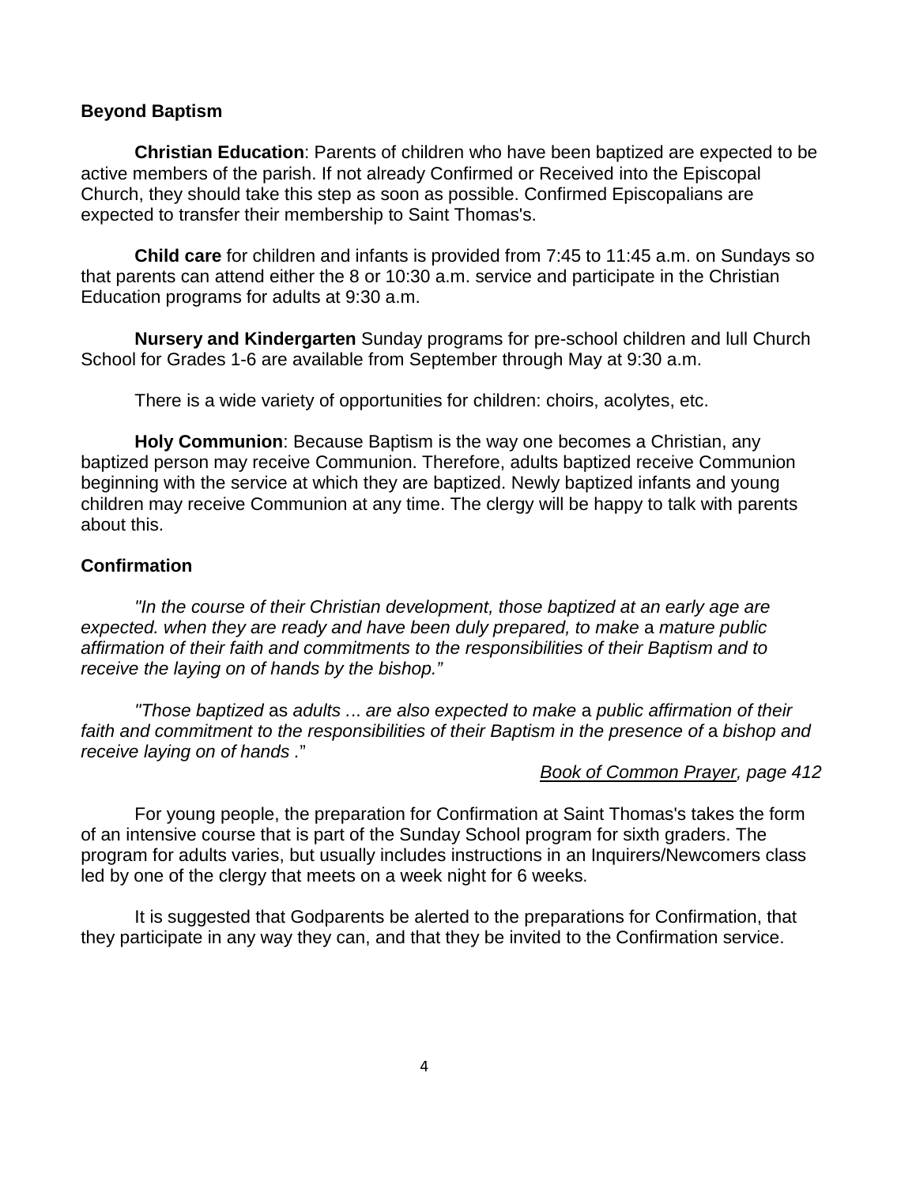## Beyond Baptism

**Christian Education**: Parents of children who have been baptized are expected to be active members of the parish. If not already Confirmed or Received into the Episcopal Church, they should take this step as soon as possible. Confirmed Episcopalians are expected to transfer their membership to Saint Thomas's.

**Child care** for children and infants is provided from 7:45 to 11:45 a.m. on Sundays so that parents can attend either the 8 or 10:30 a.m. service and participate in the Christian Education programs for adults at 9:30 a.m.

**Nursery and Kindergarten** Sunday programs for pre-school children and lull Church School for Grades 1-6 are available from September through May at 9:30 a.m.

There is a wide variety of opportunities for children: choirs, acolytes, etc.

**Holy Communion**: Because Baptism is the way one becomes a Christian, any baptized person may receive Communion. Therefore, adults baptized receive Communion beginning with the service at which they are baptized. Newly baptized infants and young children may receive Communion at any time. The clergy will be happy to talk with parents about this.

## Confirmation

*"In the course of their Christian development, those baptized at an early age are expected. when they are ready and have been duly prepared, to make* a *mature public affirmation of their faith and commitments to the responsibilities of their Baptism and to receive the laying on of hands by the bishop."*

*"Those baptized* as *adults ... are also expected to make* a *public affirmation of their faith and commitment to the responsibilities of their Baptism in the presence of* a *bishop and receive laying on of hands* ."

*Book of Common Prayer, page 412*

For young people, the preparation for Confirmation at Saint Thomas's takes the form of an intensive course that is part of the Sunday School program for sixth graders. The program for adults varies, but usually includes instructions in an Inquirers/Newcomers class led by one of the clergy that meets on a week night for 6 weeks.

It is suggested that Godparents be alerted to the preparations for Confirmation, that they participate in any way they can, and that they be invited to the Confirmation service.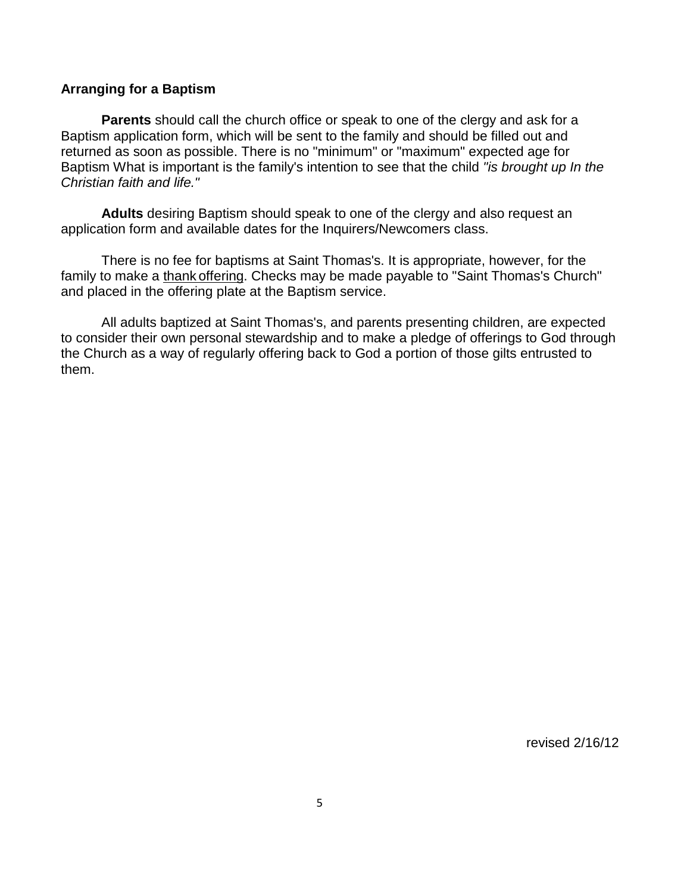**Arranging for a Baptism**

**Parents** should call the church office or speak to one of the clergy and ask for a Baptism application form, which will be sent to the family and should be filled out and returned as soon as possible. There is no "minimum" or "maximum" expected age for Baptism What is important is the family's intention to see that the child *"is brought up In the Christian faith and life."*

**Adults** desiring Baptism should speak to one of the clergy and also request an application form and available dates for the Inquirers/Newcomers class.

There is no fee for baptisms at Saint Thomas's. It is appropriate, however, for the family to make a thank offering. Checks may be made payable to "Saint Thomas's Church" and placed in the offering plate at the Baptism service.

All adults baptized at Saint Thomas's, and parents presenting children, are expected to consider their own personal stewardship and to make a pledge of offerings to God through the Church as a way of regularly offering back to God a portion of those gilts entrusted to them.

revised 2/16/12